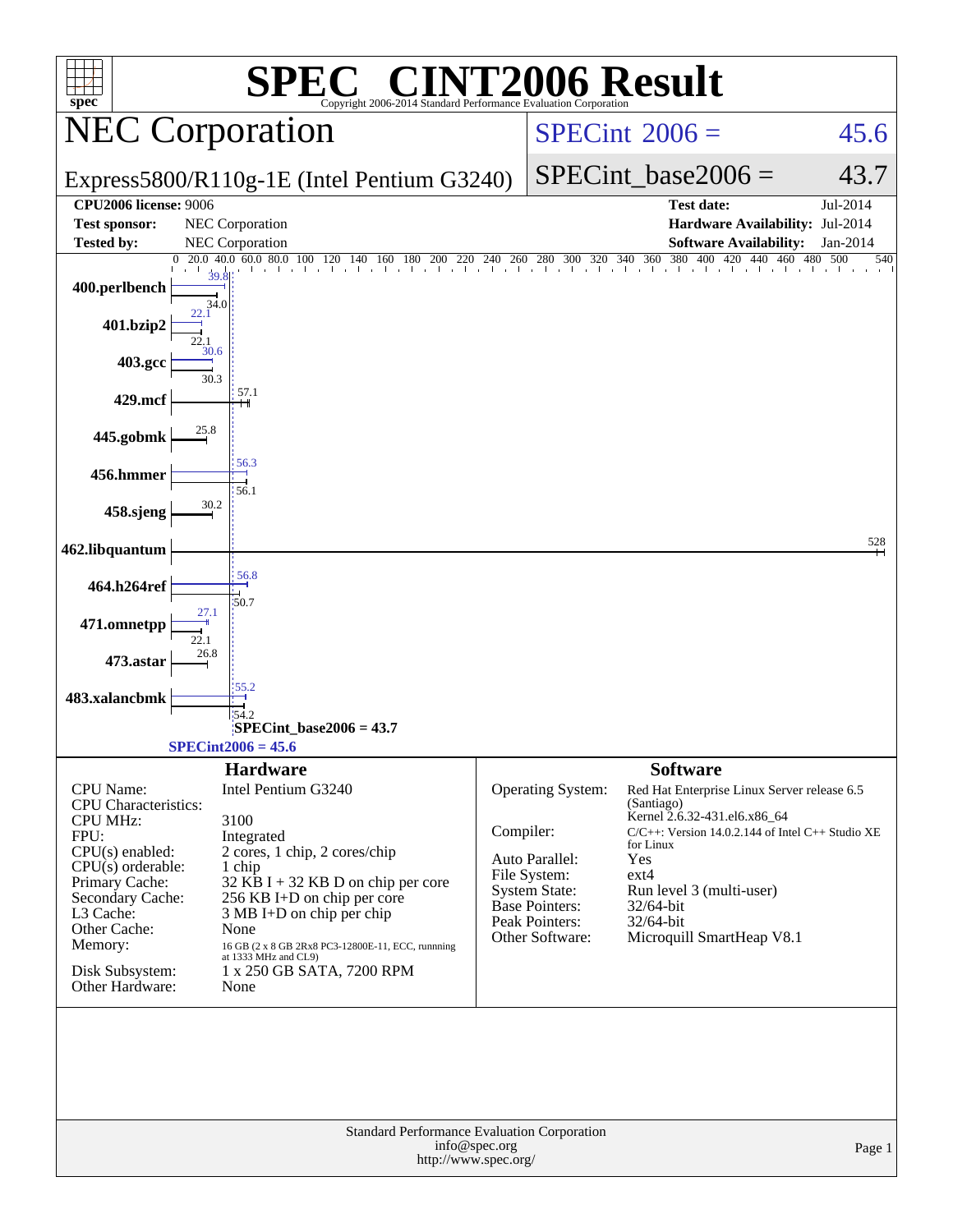# SPEC CINT2006 Result

Copyright 2006-2014 Standard Performance Evaluation Corporation

## NEC Corporation

Express5800/R110g-1E (Intel Pentium G3240)

SPECint 2006 = 45.6

SPECint_base2006 = 43.7

| | | | |
|---|---|---|---|
| **CPU2006 license:** 9006 | | **Test date:** | Jul-2014 |
| **Test sponsor:** | NEC Corporation | **Hardware Availability:** | Jul-2014 |
| **Tested by:** | NEC Corporation | **Software Availability:** | Jan-2014 |

| Benchmark | Peak | Base |
|---|---|---|
| 400.perlbench | 39.8 | 34.0 |
| 401.bzip2 | 22.1 | 22.1 |
| 403.gcc | 30.6 | 30.3 |
| 429.mcf | | 57.1 |
| 445.gobmk | | 25.8 |
| 456.hmmer | 56.3 | 56.1 |
| 458.sjeng | | 30.2 |
| 462.libquantum | | 528 |
| 464.h264ref | 56.8 | 50.7 |
| 471.omnetpp | 27.1 | 22.1 |
| 473.astar | | 26.8 |
| 483.xalancbmk | 55.2 | 54.2 |

SPECint_base2006 = 43.7

SPECint2006 = 45.6

## Hardware

| | |
|---|---|
| CPU Name: | Intel Pentium G3240 |
| CPU Characteristics: | |
| CPU MHz: | 3100 |
| FPU: | Integrated |
| CPU(s) enabled: | 2 cores, 1 chip, 2 cores/chip |
| CPU(s) orderable: | 1 chip |
| Primary Cache: | 32 KB I + 32 KB D on chip per core |
| Secondary Cache: | 256 KB I+D on chip per core |
| L3 Cache: | 3 MB I+D on chip per chip |
| Other Cache: | None |
| Memory: | 16 GB (2 x 8 GB 2Rx8 PC3-12800E-11, ECC, runnning at 1333 MHz and CL9) |
| Disk Subsystem: | 1 x 250 GB SATA, 7200 RPM |
| Other Hardware: | None |

## Software

| | |
|---|---|
| Operating System: | Red Hat Enterprise Linux Server release 6.5 (Santiago) Kernel 2.6.32-431.el6.x86_64 |
| Compiler: | C/C++: Version 14.0.2.144 of Intel C++ Studio XE for Linux |
| Auto Parallel: | Yes |
| File System: | ext4 |
| System State: | Run level 3 (multi-user) |
| Base Pointers: | 32/64-bit |
| Peak Pointers: | 32/64-bit |
| Other Software: | Microquill SmartHeap V8.1 |

Standard Performance Evaluation Corporation
info@spec.org
http://www.spec.org/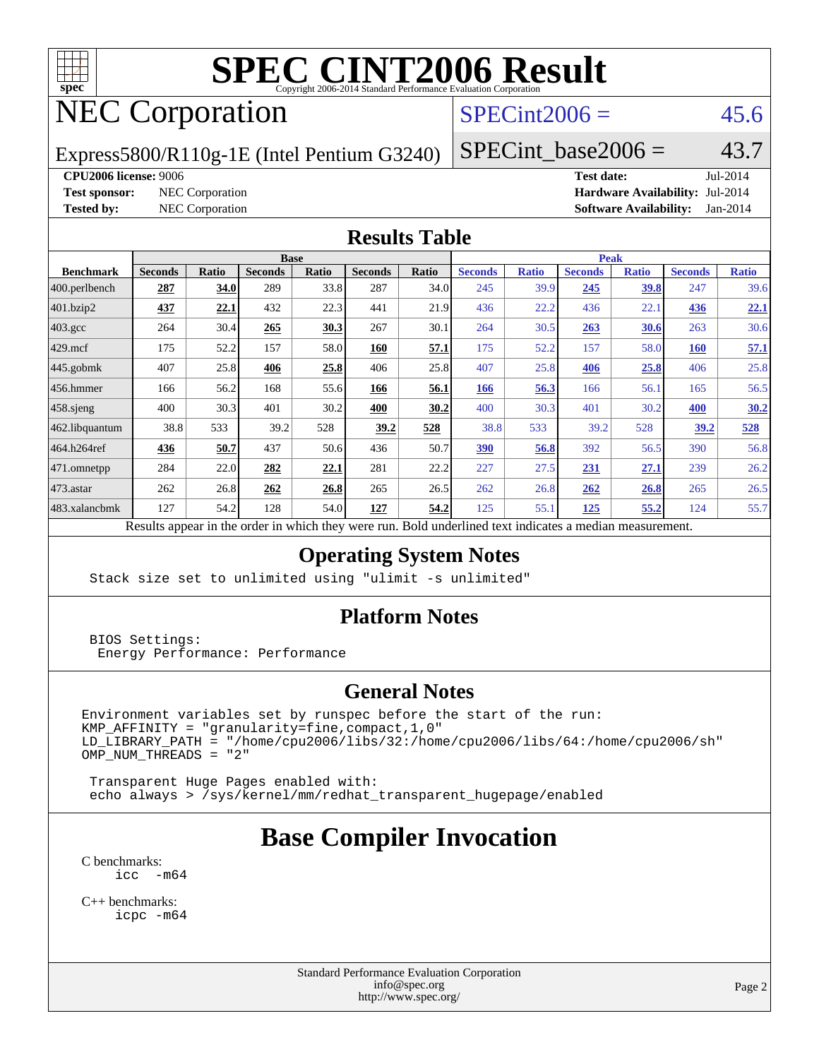# SPEC CINT2006 Result

Copyright 2006-2014 Standard Performance Evaluation Corporation

## NEC Corporation

Express5800/R110g-1E (Intel Pentium G3240)

SPECint2006 = 45.6

SPECint_base2006 = 43.7

**CPU2006 license:** 9006
**Test sponsor:** NEC Corporation
**Tested by:** NEC Corporation

**Test date:** Jul-2014
**Hardware Availability:** Jul-2014
**Software Availability:** Jan-2014

## Results Table

| Benchmark | Base | | | | | | Peak | | | | | |
|---|---|---|---|---|---|---|---|---|---|---|---|---|
| | Seconds | Ratio | Seconds | Ratio | Seconds | Ratio | Seconds | Ratio | Seconds | Ratio | Seconds | Ratio |
| 400.perlbench | **287** | **34.0** | 289 | 33.8 | 287 | 34.0 | 245 | 39.9 | **245** | **39.8** | 247 | 39.6 |
| 401.bzip2 | **437** | **22.1** | 432 | 22.3 | 441 | 21.9 | 436 | 22.2 | 436 | 22.1 | **436** | **22.1** |
| 403.gcc | 264 | 30.4 | **265** | **30.3** | 267 | 30.1 | 264 | 30.5 | **263** | **30.6** | 263 | 30.6 |
| 429.mcf | 175 | 52.2 | 157 | 58.0 | **160** | **57.1** | 175 | 52.2 | 157 | 58.0 | **160** | **57.1** |
| 445.gobmk | 407 | 25.8 | **406** | **25.8** | 406 | 25.8 | 407 | 25.8 | **406** | **25.8** | 406 | 25.8 |
| 456.hmmer | 166 | 56.2 | 168 | 55.6 | **166** | **56.1** | **166** | **56.3** | 166 | 56.1 | 165 | 56.5 |
| 458.sjeng | 400 | 30.3 | 401 | 30.2 | **400** | **30.2** | 400 | 30.3 | 401 | 30.2 | **400** | **30.2** |
| 462.libquantum | 38.8 | 533 | 39.2 | 528 | **39.2** | **528** | 38.8 | 533 | 39.2 | 528 | **39.2** | **528** |
| 464.h264ref | **436** | **50.7** | 437 | 50.6 | 436 | 50.7 | **390** | **56.8** | 392 | 56.5 | 390 | 56.8 |
| 471.omnetpp | 284 | 22.0 | **282** | **22.1** | 281 | 22.2 | 227 | 27.5 | **231** | **27.1** | 239 | 26.2 |
| 473.astar | 262 | 26.8 | **262** | **26.8** | 265 | 26.5 | 262 | 26.8 | **262** | **26.8** | 265 | 26.5 |
| 483.xalancbmk | 127 | 54.2 | 128 | 54.0 | **127** | **54.2** | 125 | 55.1 | **125** | **55.2** | 124 | 55.7 |

Results appear in the order in which they were run. Bold underlined text indicates a median measurement.

## Operating System Notes

```
Stack size set to unlimited using "ulimit -s unlimited"
```

## Platform Notes

```
BIOS Settings:
 Energy Performance: Performance
```

## General Notes

```
Environment variables set by runspec before the start of the run:
KMP_AFFINITY = "granularity=fine,compact,1,0"
LD_LIBRARY_PATH = "/home/cpu2006/libs/32:/home/cpu2006/libs/64:/home/cpu2006/sh"
OMP_NUM_THREADS = "2"

 Transparent Huge Pages enabled with:
 echo always > /sys/kernel/mm/redhat_transparent_hugepage/enabled
```

## Base Compiler Invocation

C benchmarks:

```
icc  -m64
```

C++ benchmarks:

```
icpc -m64
```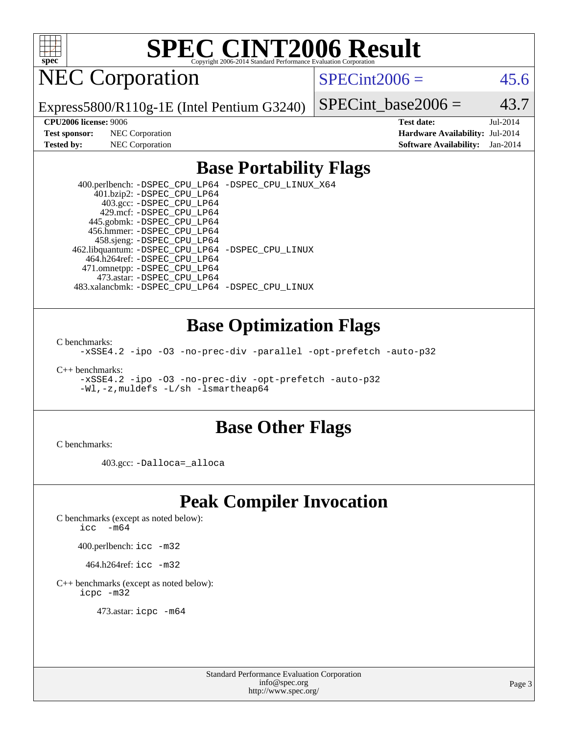# SPEC CINT2006 Result

Copyright 2006-2014 Standard Performance Evaluation Corporation

## NEC Corporation

Express5800/R110g-1E (Intel Pentium G3240)

SPECint2006 = 45.6

SPECint_base2006 = 43.7

| | | | |
|---|---|---|---|
| **CPU2006 license:** 9006 | | **Test date:** | Jul-2014 |
| **Test sponsor:** | NEC Corporation | **Hardware Availability:** | Jul-2014 |
| **Tested by:** | NEC Corporation | **Software Availability:** | Jan-2014 |

## Base Portability Flags

400.perlbench: `-DSPEC_CPU_LP64 -DSPEC_CPU_LINUX_X64`
401.bzip2: `-DSPEC_CPU_LP64`
403.gcc: `-DSPEC_CPU_LP64`
429.mcf: `-DSPEC_CPU_LP64`
445.gobmk: `-DSPEC_CPU_LP64`
456.hmmer: `-DSPEC_CPU_LP64`
458.sjeng: `-DSPEC_CPU_LP64`
462.libquantum: `-DSPEC_CPU_LP64 -DSPEC_CPU_LINUX`
464.h264ref: `-DSPEC_CPU_LP64`
471.omnetpp: `-DSPEC_CPU_LP64`
473.astar: `-DSPEC_CPU_LP64`
483.xalancbmk: `-DSPEC_CPU_LP64 -DSPEC_CPU_LINUX`

## Base Optimization Flags

C benchmarks:

`-xSSE4.2 -ipo -O3 -no-prec-div -parallel -opt-prefetch -auto-p32`

C++ benchmarks:

`-xSSE4.2 -ipo -O3 -no-prec-div -opt-prefetch -auto-p32`
`-Wl,-z,muldefs -L/sh -lsmartheap64`

## Base Other Flags

C benchmarks:

403.gcc: `-Dalloca=_alloca`

## Peak Compiler Invocation

C benchmarks (except as noted below):

`icc -m64`

400.perlbench: `icc -m32`

464.h264ref: `icc -m32`

C++ benchmarks (except as noted below):

`icpc -m32`

473.astar: `icpc -m64`

Standard Performance Evaluation Corporation
info@spec.org
http://www.spec.org/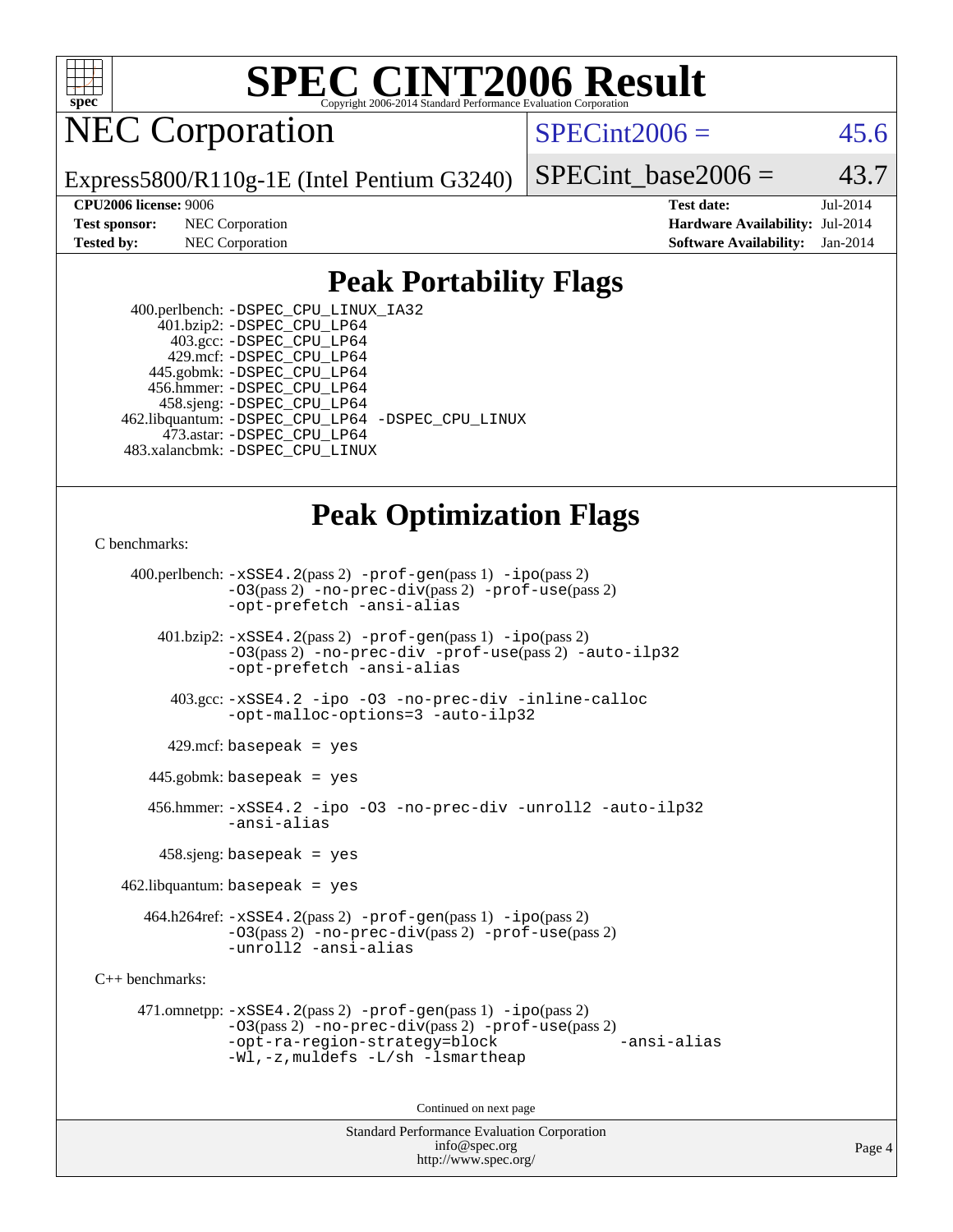# SPEC CINT2006 Result

Copyright 2006-2014 Standard Performance Evaluation Corporation

# NEC Corporation

Express5800/R110g-1E (Intel Pentium G3240)

SPECint2006 = 45.6

SPECint_base2006 = 43.7

**CPU2006 license:** 9006
**Test sponsor:** NEC Corporation
**Tested by:** NEC Corporation

**Test date:** Jul-2014
**Hardware Availability:** Jul-2014
**Software Availability:** Jan-2014

## Peak Portability Flags

400.perlbench: -DSPEC_CPU_LINUX_IA32
401.bzip2: -DSPEC_CPU_LP64
403.gcc: -DSPEC_CPU_LP64
429.mcf: -DSPEC_CPU_LP64
445.gobmk: -DSPEC_CPU_LP64
456.hmmer: -DSPEC_CPU_LP64
458.sjeng: -DSPEC_CPU_LP64
462.libquantum: -DSPEC_CPU_LP64 -DSPEC_CPU_LINUX
473.astar: -DSPEC_CPU_LP64
483.xalancbmk: -DSPEC_CPU_LINUX

## Peak Optimization Flags

C benchmarks:

400.perlbench: -xSSE4.2(pass 2) -prof-gen(pass 1) -ipo(pass 2) -O3(pass 2) -no-prec-div(pass 2) -prof-use(pass 2) -opt-prefetch -ansi-alias

401.bzip2: -xSSE4.2(pass 2) -prof-gen(pass 1) -ipo(pass 2) -O3(pass 2) -no-prec-div -prof-use(pass 2) -auto-ilp32 -opt-prefetch -ansi-alias

403.gcc: -xSSE4.2 -ipo -O3 -no-prec-div -inline-calloc -opt-malloc-options=3 -auto-ilp32

429.mcf: basepeak = yes

445.gobmk: basepeak = yes

456.hmmer: -xSSE4.2 -ipo -O3 -no-prec-div -unroll2 -auto-ilp32 -ansi-alias

458.sjeng: basepeak = yes

462.libquantum: basepeak = yes

464.h264ref: -xSSE4.2(pass 2) -prof-gen(pass 1) -ipo(pass 2) -O3(pass 2) -no-prec-div(pass 2) -prof-use(pass 2) -unroll2 -ansi-alias

C++ benchmarks:

471.omnetpp: -xSSE4.2(pass 2) -prof-gen(pass 1) -ipo(pass 2) -O3(pass 2) -no-prec-div(pass 2) -prof-use(pass 2) -opt-ra-region-strategy=block -ansi-alias -Wl,-z,muldefs -L/sh -lsmartheap

Continued on next page

Standard Performance Evaluation Corporation
info@spec.org
http://www.spec.org/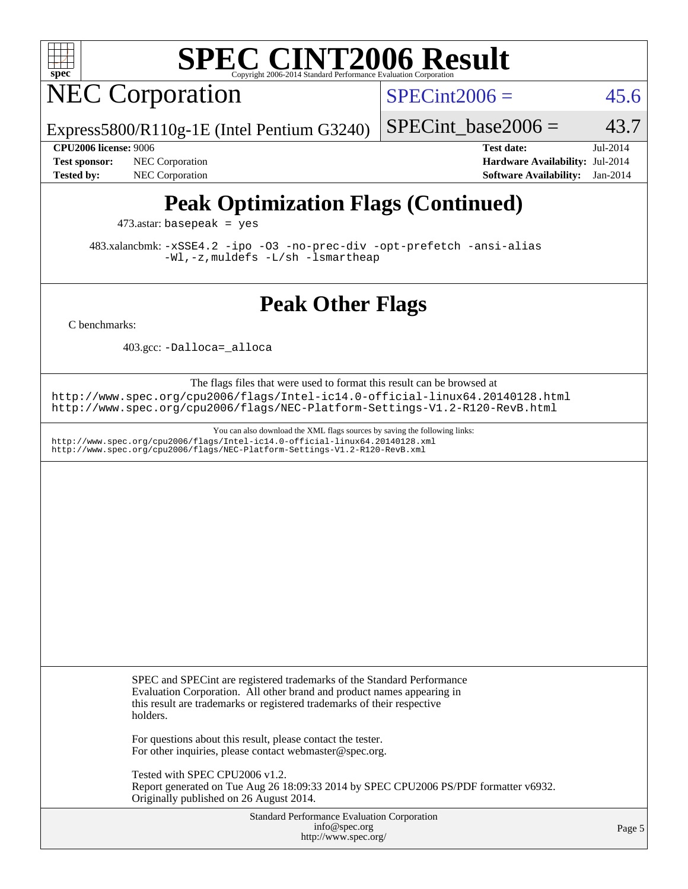# Peak Optimization Flags (Continued)

473.astar: basepeak = yes

483.xalancbmk: -xSSE4.2 -ipo -O3 -no-prec-div -opt-prefetch -ansi-alias -Wl,-z,muldefs -L/sh -lsmartheap

# Peak Other Flags

C benchmarks:

403.gcc: -Dalloca=_alloca

The flags files that were used to format this result can be browsed at
http://www.spec.org/cpu2006/flags/Intel-ic14.0-official-linux64.20140128.html
http://www.spec.org/cpu2006/flags/NEC-Platform-Settings-V1.2-R120-RevB.html

You can also download the XML flags sources by saving the following links:
http://www.spec.org/cpu2006/flags/Intel-ic14.0-official-linux64.20140128.xml
http://www.spec.org/cpu2006/flags/NEC-Platform-Settings-V1.2-R120-RevB.xml

SPEC and SPECint are registered trademarks of the Standard Performance Evaluation Corporation. All other brand and product names appearing in this result are trademarks or registered trademarks of their respective holders.

For questions about this result, please contact the tester.
For other inquiries, please contact webmaster@spec.org.

Tested with SPEC CPU2006 v1.2.
Report generated on Tue Aug 26 18:09:33 2014 by SPEC CPU2006 PS/PDF formatter v6932.
Originally published on 26 August 2014.